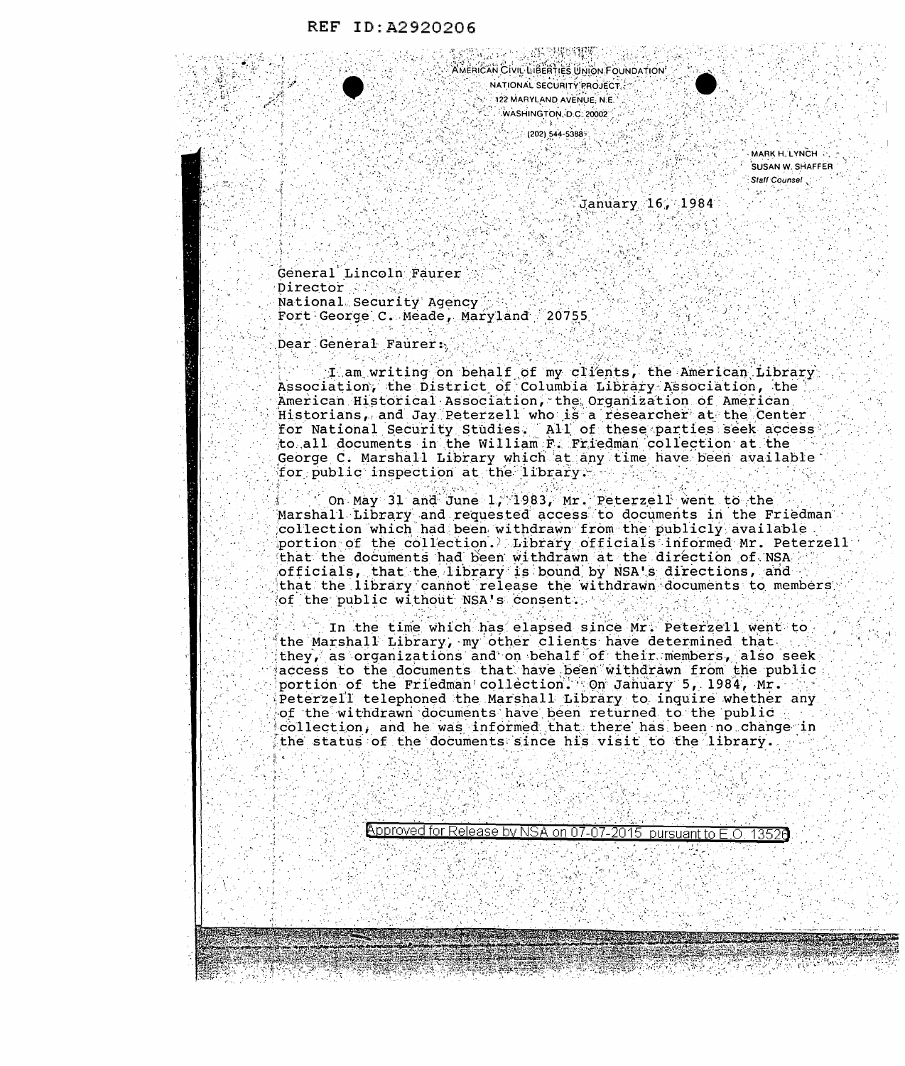REF ID:A2920206

AMERICAN CIVIL LIBERTIES UNION FOUNDATION
NATIONAL SECURITY PROJECT
122 MARYLAND AVENUE, N.E.
WASHINGTON, D.C. 20002
(202) 544-5388

MARK H. LYNCH
SUSAN W. SHAFFER
*Staff Counsel*

January 16, 1984

General Lincoln Faurer
Director
National Security Agency
Fort George C. Meade, Maryland 20755

Dear General Faurer:

I am writing on behalf of my clients, the American Library Association, the District of Columbia Library Association, the American Historical Association, the Organization of American Historians, and Jay Peterzell who is a researcher at the Center for National Security Studies. All of these parties seek access to all documents in the William F. Friedman collection at the George C. Marshall Library which at any time have been available for public inspection at the library.

On May 31 and June 1, 1983, Mr. Peterzell went to the Marshall Library and requested access to documents in the Friedman collection which had been withdrawn from the publicly available portion of the collection. Library officials informed Mr. Peterzell that the documents had been withdrawn at the direction of NSA officials, that the library is bound by NSA's directions, and that the library cannot release the withdrawn documents to members of the public without NSA's consent.

In the time which has elapsed since Mr. Peterzell went to the Marshall Library, my other clients have determined that they, as organizations and on behalf of their members, also seek access to the documents that have been withdrawn from the public portion of the Friedman collection. On January 5, 1984, Mr. Peterzell telephoned the Marshall Library to inquire whether any of the withdrawn documents have been returned to the public collection, and he was informed that there has been no change in the status of the documents since his visit to the library.

Approved for Release by NSA on 07-07-2015 pursuant to E.O. 13526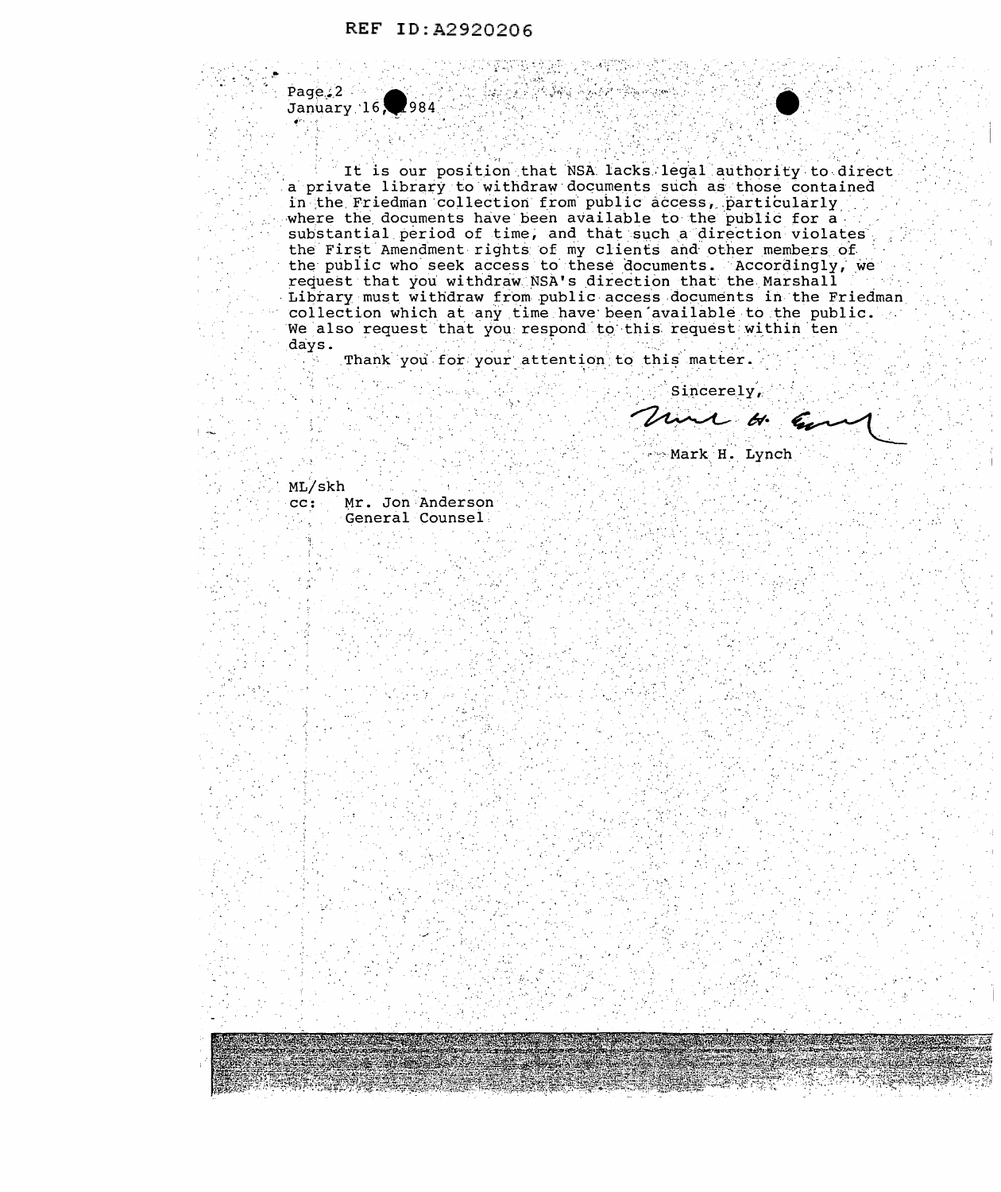It is our position that NSA lacks legal authority to direct a private library to withdraw documents such as those contained in the Friedman collection from public access, particularly where the documents have been available to the public for a substantial period of time, and that such a direction violates the First Amendment rights of my clients and other members of the public who seek access to these documents. Accordingly, we request that you withdraw NSA's direction that the Marshall Library must withdraw from public access documents in the Friedman collection which at any time have been available to the public. We also request that you respond to this request within ten days.

Thank you for your attention to this matter.

Sincerely,

Mark H. Lynch

ML/skh

cc: Mr. Jon Anderson
General Counsel